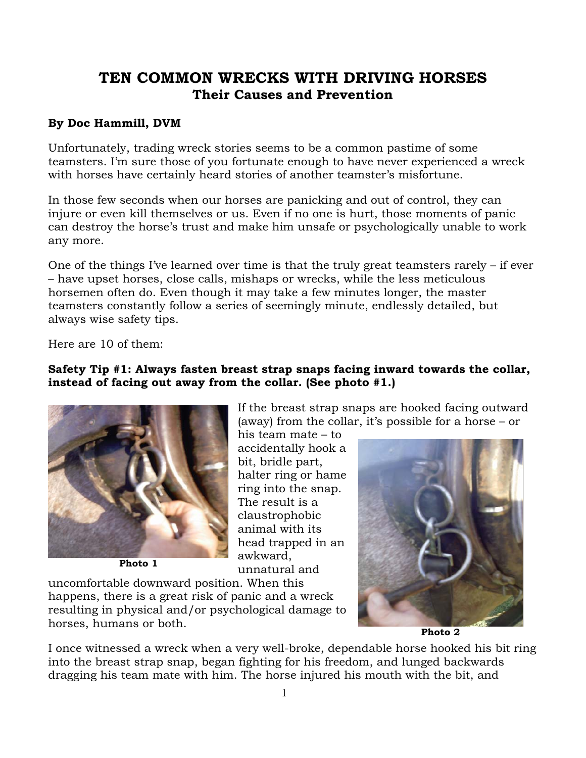# TEN COMMON WRECKS WITH DRIVING HORSES
## Their Causes and Prevention

**By Doc Hammill, DVM**

Unfortunately, trading wreck stories seems to be a common pastime of some teamsters. I'm sure those of you fortunate enough to have never experienced a wreck with horses have certainly heard stories of another teamster's misfortune.

In those few seconds when our horses are panicking and out of control, they can injure or even kill themselves or us. Even if no one is hurt, those moments of panic can destroy the horse's trust and make him unsafe or psychologically unable to work any more.

One of the things I've learned over time is that the truly great teamsters rarely – if ever – have upset horses, close calls, mishaps or wrecks, while the less meticulous horsemen often do. Even though it may take a few minutes longer, the master teamsters constantly follow a series of seemingly minute, endlessly detailed, but always wise safety tips.

Here are 10 of them:

**Safety Tip #1: Always fasten breast strap snaps facing inward towards the collar, instead of facing out away from the collar. (See photo #1.)**

**Photo 1**

If the breast strap snaps are hooked facing outward (away) from the collar, it's possible for a horse – or his team mate – to accidentally hook a bit, bridle part, halter ring or hame ring into the snap. The result is a claustrophobic animal with its head trapped in an awkward, unnatural and uncomfortable downward position. When this happens, there is a great risk of panic and a wreck resulting in physical and/or psychological damage to horses, humans or both.

**Photo 2**

I once witnessed a wreck when a very well-broke, dependable horse hooked his bit ring into the breast strap snap, began fighting for his freedom, and lunged backwards dragging his team mate with him. The horse injured his mouth with the bit, and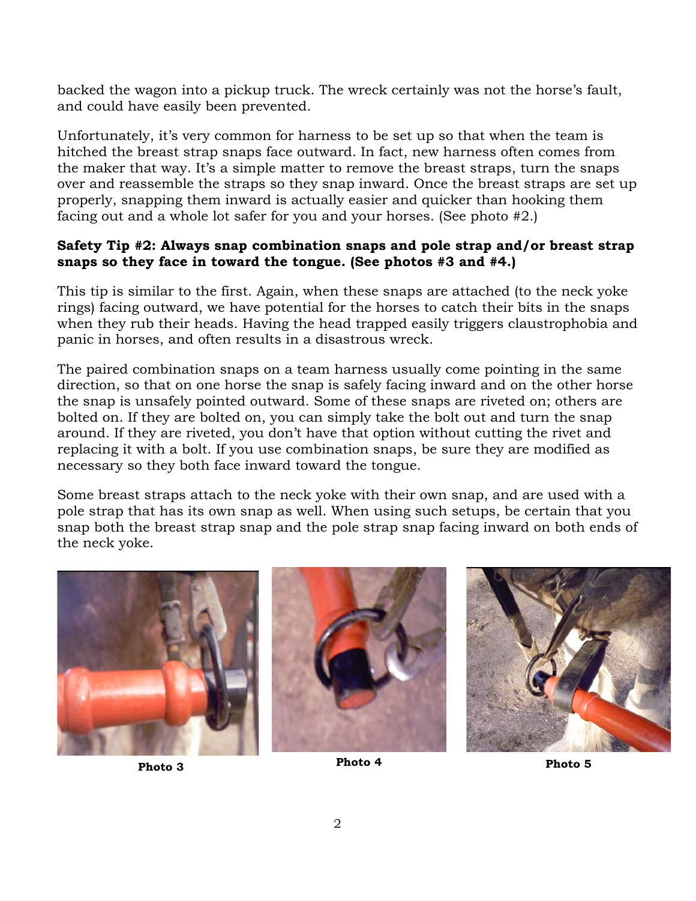backed the wagon into a pickup truck. The wreck certainly was not the horse's fault, and could have easily been prevented.

Unfortunately, it's very common for harness to be set up so that when the team is hitched the breast strap snaps face outward. In fact, new harness often comes from the maker that way. It's a simple matter to remove the breast straps, turn the snaps over and reassemble the straps so they snap inward. Once the breast straps are set up properly, snapping them inward is actually easier and quicker than hooking them facing out and a whole lot safer for you and your horses. (See photo #2.)

**Safety Tip #2: Always snap combination snaps and pole strap and/or breast strap snaps so they face in toward the tongue. (See photos #3 and #4.)**

This tip is similar to the first. Again, when these snaps are attached (to the neck yoke rings) facing outward, we have potential for the horses to catch their bits in the snaps when they rub their heads. Having the head trapped easily triggers claustrophobia and panic in horses, and often results in a disastrous wreck.

The paired combination snaps on a team harness usually come pointing in the same direction, so that on one horse the snap is safely facing inward and on the other horse the snap is unsafely pointed outward. Some of these snaps are riveted on; others are bolted on. If they are bolted on, you can simply take the bolt out and turn the snap around. If they are riveted, you don't have that option without cutting the rivet and replacing it with a bolt. If you use combination snaps, be sure they are modified as necessary so they both face inward toward the tongue.

Some breast straps attach to the neck yoke with their own snap, and are used with a pole strap that has its own snap as well. When using such setups, be certain that you snap both the breast strap snap and the pole strap snap facing inward on both ends of the neck yoke.

**Photo 3**

**Photo 4**

**Photo 5**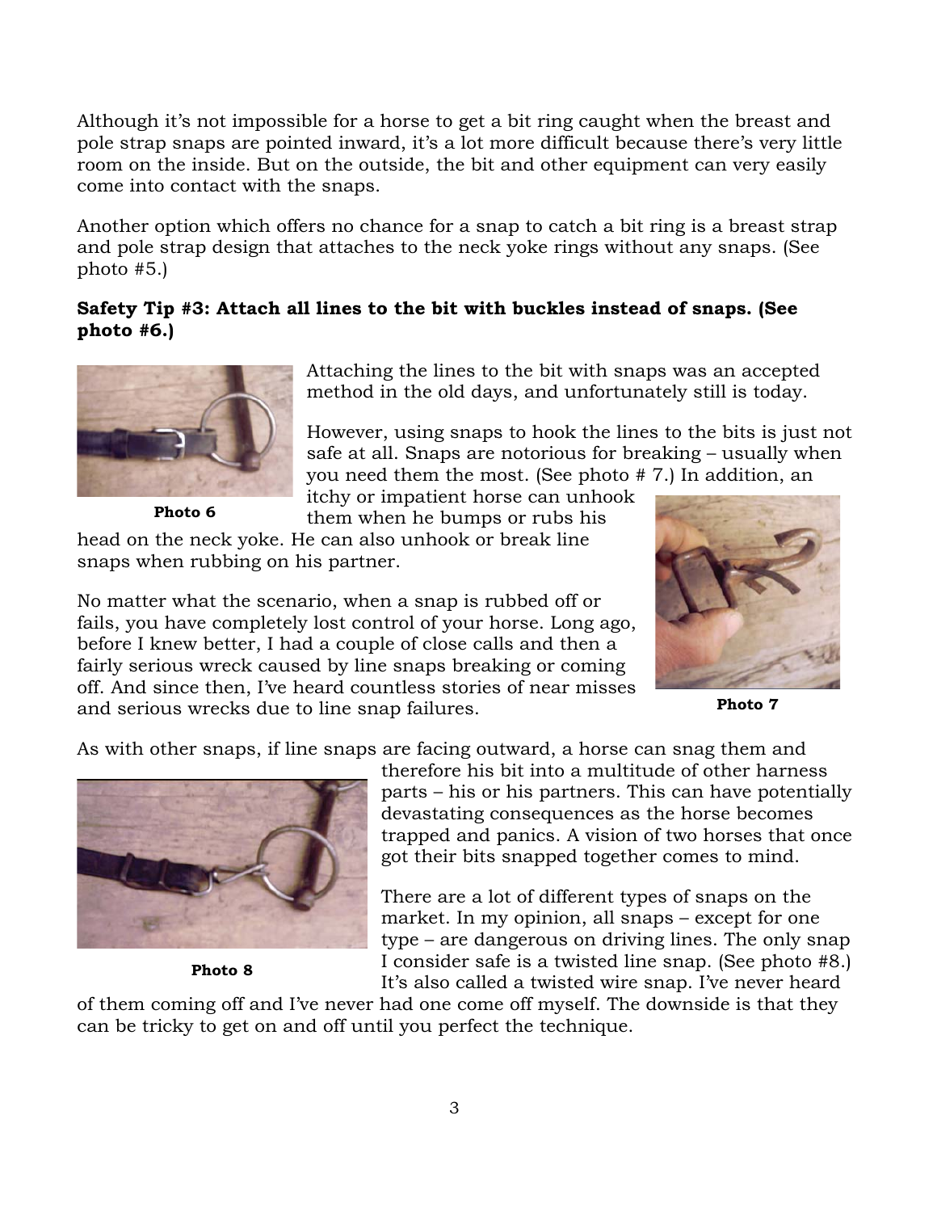Although it's not impossible for a horse to get a bit ring caught when the breast and pole strap snaps are pointed inward, it's a lot more difficult because there's very little room on the inside. But on the outside, the bit and other equipment can very easily come into contact with the snaps.

Another option which offers no chance for a snap to catch a bit ring is a breast strap and pole strap design that attaches to the neck yoke rings without any snaps. (See photo #5.)

**Safety Tip #3: Attach all lines to the bit with buckles instead of snaps. (See photo #6.)**

**Photo 6**

Attaching the lines to the bit with snaps was an accepted method in the old days, and unfortunately still is today.

However, using snaps to hook the lines to the bits is just not safe at all. Snaps are notorious for breaking – usually when you need them the most. (See photo # 7.) In addition, an itchy or impatient horse can unhook them when he bumps or rubs his head on the neck yoke. He can also unhook or break line snaps when rubbing on his partner.

**Photo 7**

No matter what the scenario, when a snap is rubbed off or fails, you have completely lost control of your horse. Long ago, before I knew better, I had a couple of close calls and then a fairly serious wreck caused by line snaps breaking or coming off. And since then, I've heard countless stories of near misses and serious wrecks due to line snap failures.

As with other snaps, if line snaps are facing outward, a horse can snag them and therefore his bit into a multitude of other harness parts – his or his partners. This can have potentially devastating consequences as the horse becomes trapped and panics. A vision of two horses that once got their bits snapped together comes to mind.

**Photo 8**

There are a lot of different types of snaps on the market. In my opinion, all snaps – except for one type – are dangerous on driving lines. The only snap I consider safe is a twisted line snap. (See photo #8.) It's also called a twisted wire snap. I've never heard of them coming off and I've never had one come off myself. The downside is that they can be tricky to get on and off until you perfect the technique.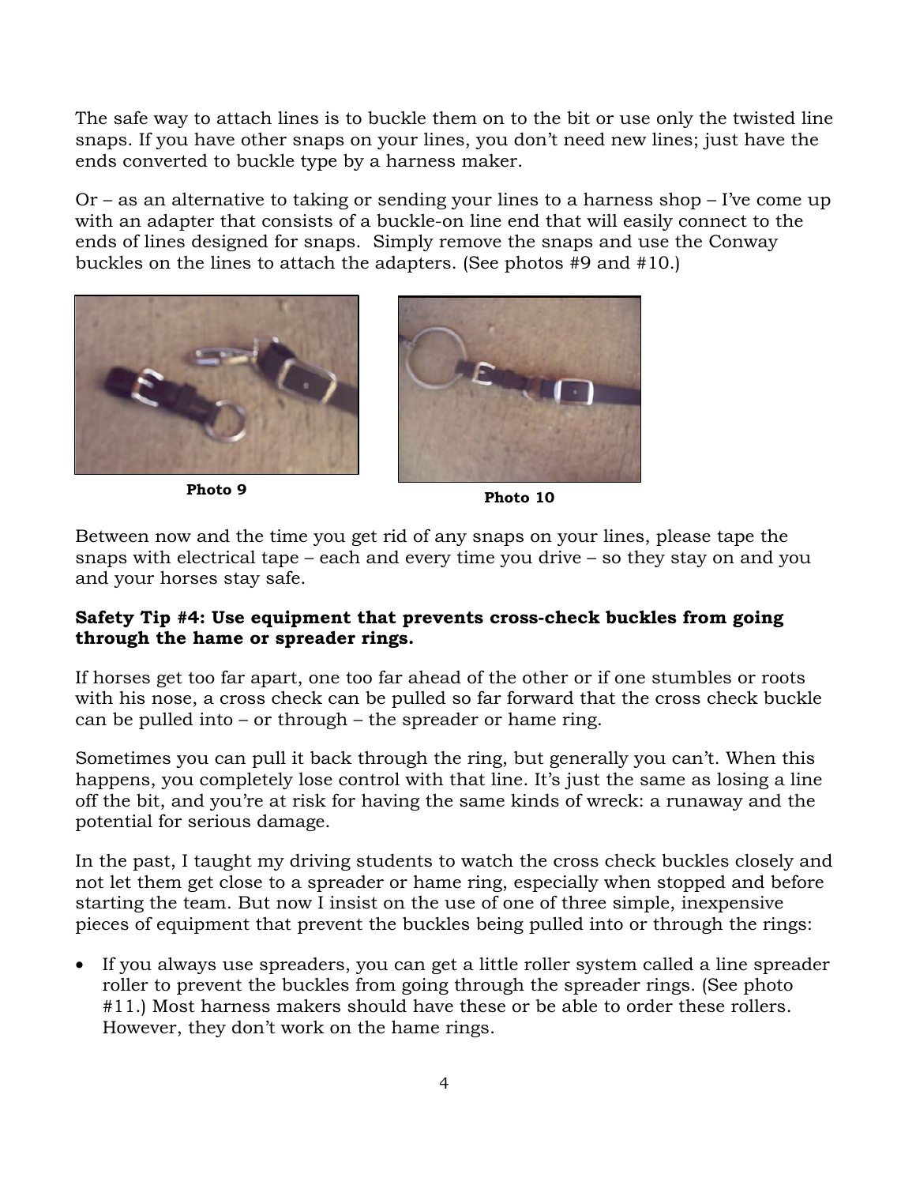The safe way to attach lines is to buckle them on to the bit or use only the twisted line snaps. If you have other snaps on your lines, you don't need new lines; just have the ends converted to buckle type by a harness maker.

Or – as an alternative to taking or sending your lines to a harness shop – I've come up with an adapter that consists of a buckle-on line end that will easily connect to the ends of lines designed for snaps. Simply remove the snaps and use the Conway buckles on the lines to attach the adapters. (See photos #9 and #10.)

**Photo 9**

**Photo 10**

Between now and the time you get rid of any snaps on your lines, please tape the snaps with electrical tape – each and every time you drive – so they stay on and you and your horses stay safe.

**Safety Tip #4: Use equipment that prevents cross-check buckles from going through the hame or spreader rings.**

If horses get too far apart, one too far ahead of the other or if one stumbles or roots with his nose, a cross check can be pulled so far forward that the cross check buckle can be pulled into – or through – the spreader or hame ring.

Sometimes you can pull it back through the ring, but generally you can't. When this happens, you completely lose control with that line. It's just the same as losing a line off the bit, and you're at risk for having the same kinds of wreck: a runaway and the potential for serious damage.

In the past, I taught my driving students to watch the cross check buckles closely and not let them get close to a spreader or hame ring, especially when stopped and before starting the team. But now I insist on the use of one of three simple, inexpensive pieces of equipment that prevent the buckles being pulled into or through the rings:

- If you always use spreaders, you can get a little roller system called a line spreader roller to prevent the buckles from going through the spreader rings. (See photo #11.) Most harness makers should have these or be able to order these rollers. However, they don't work on the hame rings.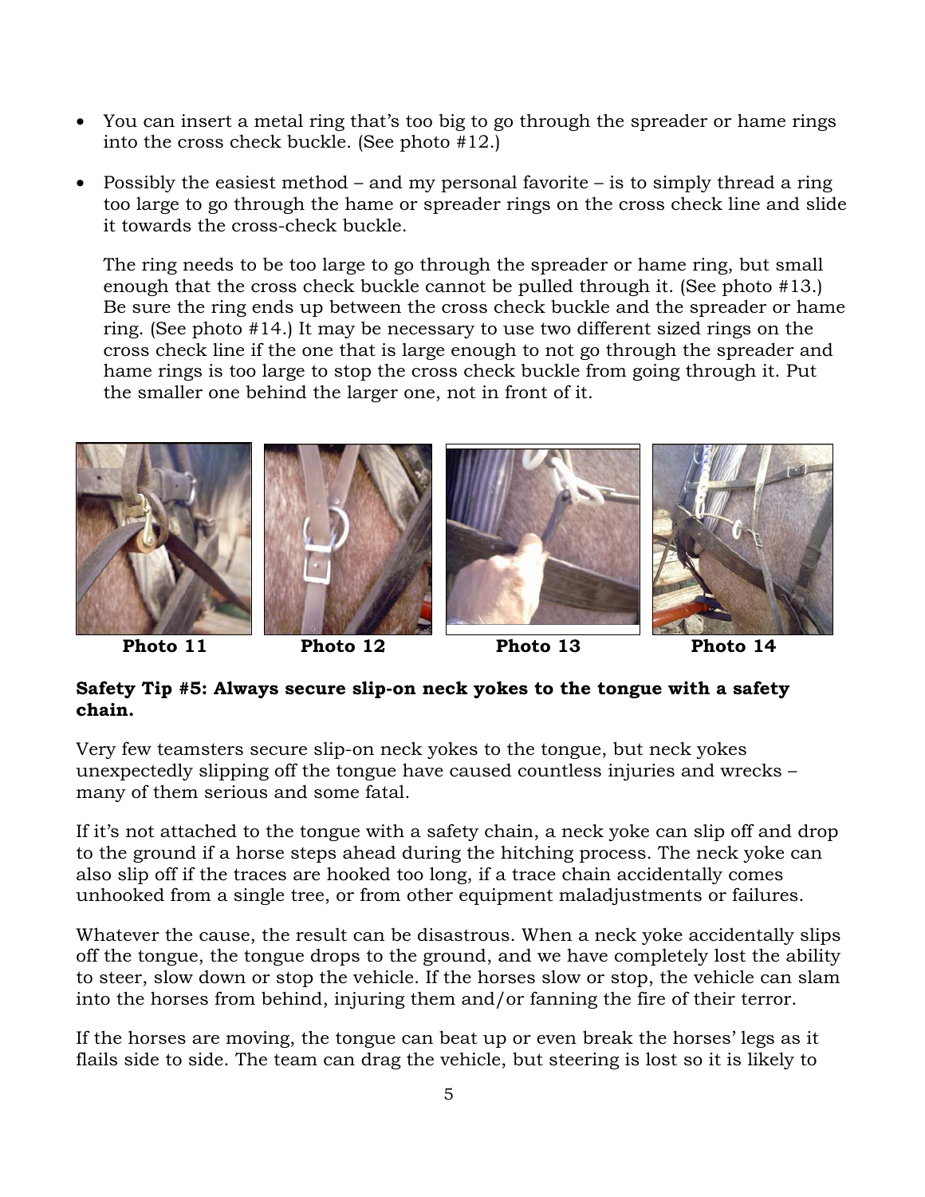- You can insert a metal ring that's too big to go through the spreader or hame rings into the cross check buckle. (See photo #12.)

- Possibly the easiest method – and my personal favorite – is to simply thread a ring too large to go through the hame or spreader rings on the cross check line and slide it towards the cross-check buckle.

  The ring needs to be too large to go through the spreader or hame ring, but small enough that the cross check buckle cannot be pulled through it. (See photo #13.) Be sure the ring ends up between the cross check buckle and the spreader or hame ring. (See photo #14.) It may be necessary to use two different sized rings on the cross check line if the one that is large enough to not go through the spreader and hame rings is too large to stop the cross check buckle from going through it. Put the smaller one behind the larger one, not in front of it.

**Photo 11** **Photo 12** **Photo 13** **Photo 14**

**Safety Tip #5: Always secure slip-on neck yokes to the tongue with a safety chain.**

Very few teamsters secure slip-on neck yokes to the tongue, but neck yokes unexpectedly slipping off the tongue have caused countless injuries and wrecks – many of them serious and some fatal.

If it's not attached to the tongue with a safety chain, a neck yoke can slip off and drop to the ground if a horse steps ahead during the hitching process. The neck yoke can also slip off if the traces are hooked too long, if a trace chain accidentally comes unhooked from a single tree, or from other equipment maladjustments or failures.

Whatever the cause, the result can be disastrous. When a neck yoke accidentally slips off the tongue, the tongue drops to the ground, and we have completely lost the ability to steer, slow down or stop the vehicle. If the horses slow or stop, the vehicle can slam into the horses from behind, injuring them and/or fanning the fire of their terror.

If the horses are moving, the tongue can beat up or even break the horses' legs as it flails side to side. The team can drag the vehicle, but steering is lost so it is likely to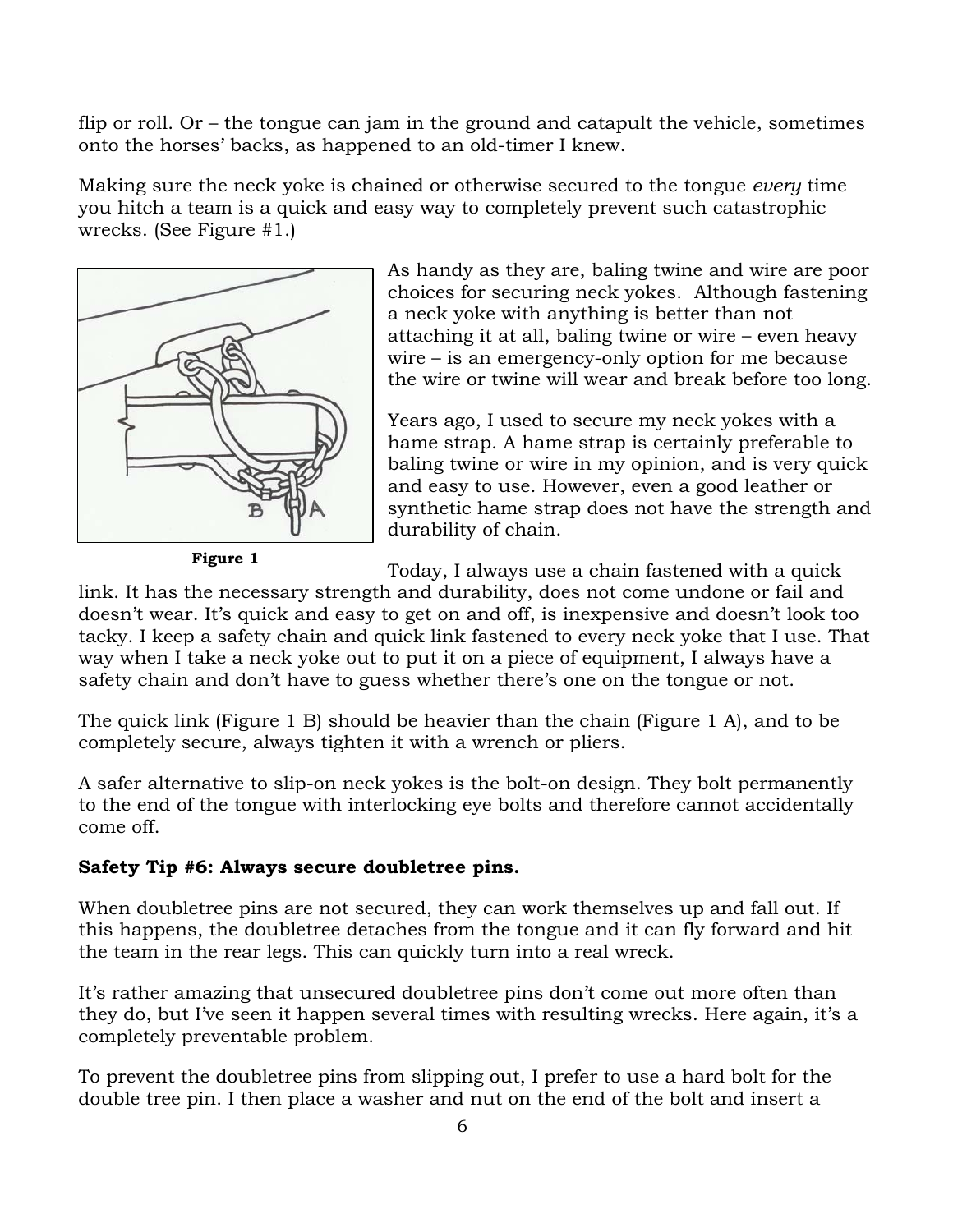flip or roll. Or – the tongue can jam in the ground and catapult the vehicle, sometimes onto the horses' backs, as happened to an old-timer I knew.

Making sure the neck yoke is chained or otherwise secured to the tongue *every* time you hitch a team is a quick and easy way to completely prevent such catastrophic wrecks. (See Figure #1.)

**Figure 1**

As handy as they are, baling twine and wire are poor choices for securing neck yokes. Although fastening a neck yoke with anything is better than not attaching it at all, baling twine or wire – even heavy wire – is an emergency-only option for me because the wire or twine will wear and break before too long.

Years ago, I used to secure my neck yokes with a hame strap. A hame strap is certainly preferable to baling twine or wire in my opinion, and is very quick and easy to use. However, even a good leather or synthetic hame strap does not have the strength and durability of chain.

Today, I always use a chain fastened with a quick link. It has the necessary strength and durability, does not come undone or fail and doesn't wear. It's quick and easy to get on and off, is inexpensive and doesn't look too tacky. I keep a safety chain and quick link fastened to every neck yoke that I use. That way when I take a neck yoke out to put it on a piece of equipment, I always have a safety chain and don't have to guess whether there's one on the tongue or not.

The quick link (Figure 1 B) should be heavier than the chain (Figure 1 A), and to be completely secure, always tighten it with a wrench or pliers.

A safer alternative to slip-on neck yokes is the bolt-on design. They bolt permanently to the end of the tongue with interlocking eye bolts and therefore cannot accidentally come off.

**Safety Tip #6: Always secure doubletree pins.**

When doubletree pins are not secured, they can work themselves up and fall out. If this happens, the doubletree detaches from the tongue and it can fly forward and hit the team in the rear legs. This can quickly turn into a real wreck.

It's rather amazing that unsecured doubletree pins don't come out more often than they do, but I've seen it happen several times with resulting wrecks. Here again, it's a completely preventable problem.

To prevent the doubletree pins from slipping out, I prefer to use a hard bolt for the double tree pin. I then place a washer and nut on the end of the bolt and insert a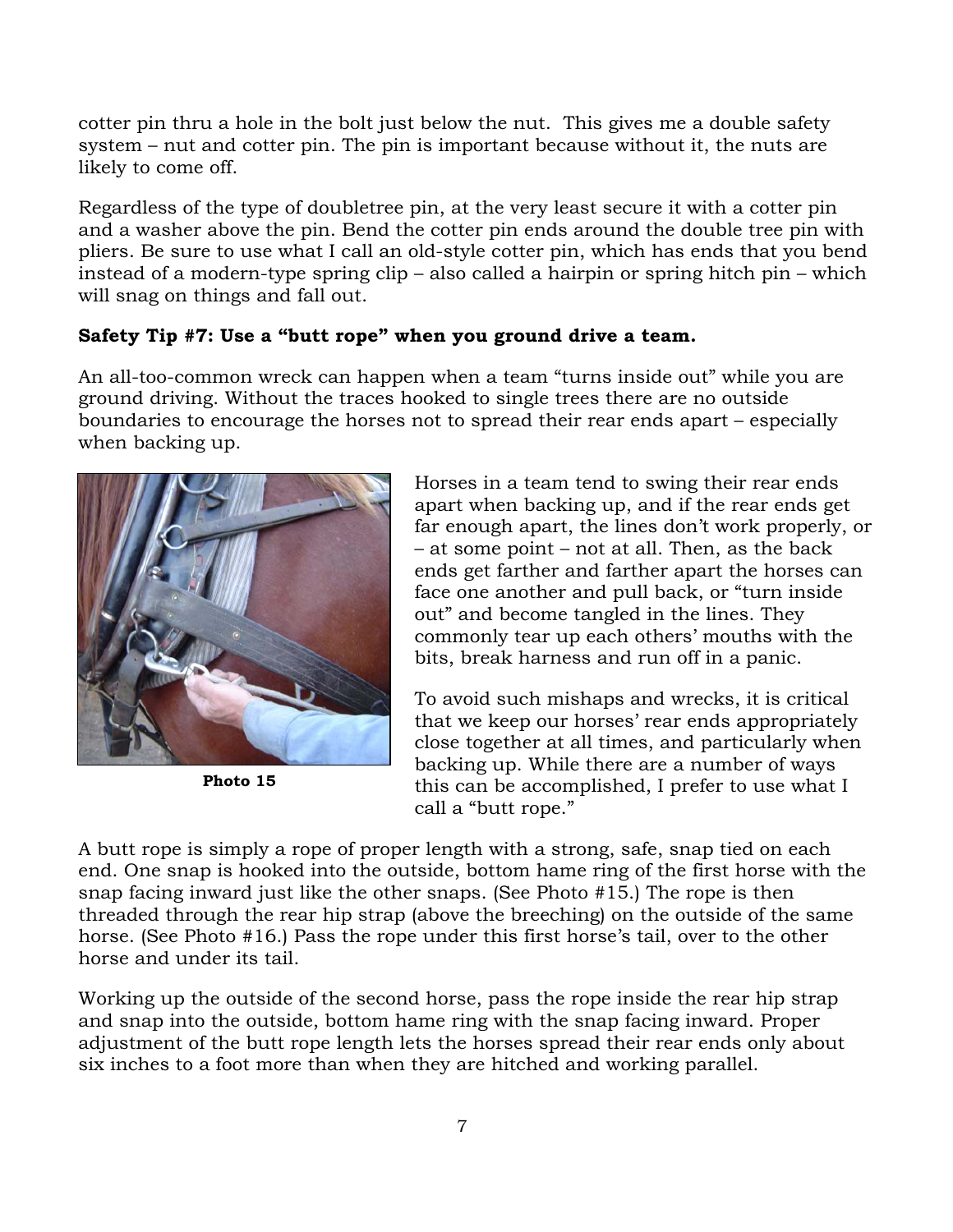cotter pin thru a hole in the bolt just below the nut. This gives me a double safety system – nut and cotter pin. The pin is important because without it, the nuts are likely to come off.

Regardless of the type of doubletree pin, at the very least secure it with a cotter pin and a washer above the pin. Bend the cotter pin ends around the double tree pin with pliers. Be sure to use what I call an old-style cotter pin, which has ends that you bend instead of a modern-type spring clip – also called a hairpin or spring hitch pin – which will snag on things and fall out.

**Safety Tip #7: Use a "butt rope" when you ground drive a team.**

An all-too-common wreck can happen when a team "turns inside out" while you are ground driving. Without the traces hooked to single trees there are no outside boundaries to encourage the horses not to spread their rear ends apart – especially when backing up.

**Photo 15**

Horses in a team tend to swing their rear ends apart when backing up, and if the rear ends get far enough apart, the lines don't work properly, or – at some point – not at all. Then, as the back ends get farther and farther apart the horses can face one another and pull back, or "turn inside out" and become tangled in the lines. They commonly tear up each others' mouths with the bits, break harness and run off in a panic.

To avoid such mishaps and wrecks, it is critical that we keep our horses' rear ends appropriately close together at all times, and particularly when backing up. While there are a number of ways this can be accomplished, I prefer to use what I call a "butt rope."

A butt rope is simply a rope of proper length with a strong, safe, snap tied on each end. One snap is hooked into the outside, bottom hame ring of the first horse with the snap facing inward just like the other snaps. (See Photo #15.) The rope is then threaded through the rear hip strap (above the breeching) on the outside of the same horse. (See Photo #16.) Pass the rope under this first horse's tail, over to the other horse and under its tail.

Working up the outside of the second horse, pass the rope inside the rear hip strap and snap into the outside, bottom hame ring with the snap facing inward. Proper adjustment of the butt rope length lets the horses spread their rear ends only about six inches to a foot more than when they are hitched and working parallel.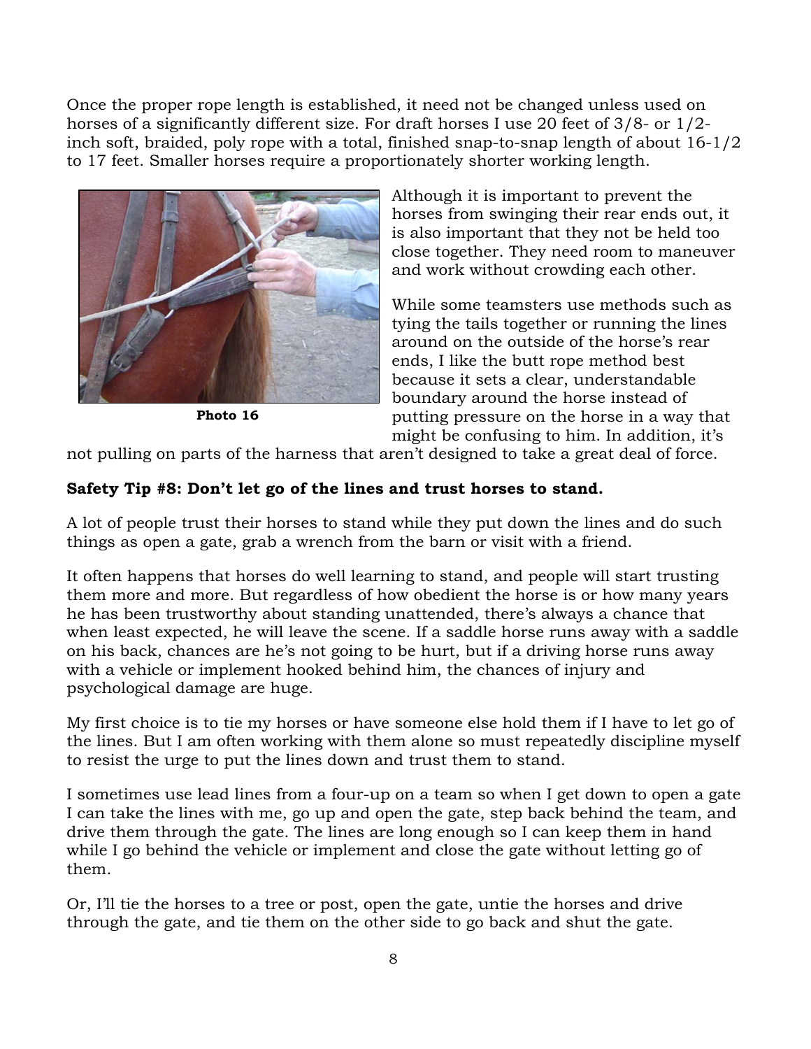Once the proper rope length is established, it need not be changed unless used on horses of a significantly different size. For draft horses I use 20 feet of 3/8- or 1/2-inch soft, braided, poly rope with a total, finished snap-to-snap length of about 16-1/2 to 17 feet. Smaller horses require a proportionately shorter working length.

**Photo 16**

Although it is important to prevent the horses from swinging their rear ends out, it is also important that they not be held too close together. They need room to maneuver and work without crowding each other.

While some teamsters use methods such as tying the tails together or running the lines around on the outside of the horse's rear ends, I like the butt rope method best because it sets a clear, understandable boundary around the horse instead of putting pressure on the horse in a way that might be confusing to him. In addition, it's not pulling on parts of the harness that aren't designed to take a great deal of force.

**Safety Tip #8: Don't let go of the lines and trust horses to stand.**

A lot of people trust their horses to stand while they put down the lines and do such things as open a gate, grab a wrench from the barn or visit with a friend.

It often happens that horses do well learning to stand, and people will start trusting them more and more. But regardless of how obedient the horse is or how many years he has been trustworthy about standing unattended, there's always a chance that when least expected, he will leave the scene. If a saddle horse runs away with a saddle on his back, chances are he's not going to be hurt, but if a driving horse runs away with a vehicle or implement hooked behind him, the chances of injury and psychological damage are huge.

My first choice is to tie my horses or have someone else hold them if I have to let go of the lines. But I am often working with them alone so must repeatedly discipline myself to resist the urge to put the lines down and trust them to stand.

I sometimes use lead lines from a four-up on a team so when I get down to open a gate I can take the lines with me, go up and open the gate, step back behind the team, and drive them through the gate. The lines are long enough so I can keep them in hand while I go behind the vehicle or implement and close the gate without letting go of them.

Or, I'll tie the horses to a tree or post, open the gate, untie the horses and drive through the gate, and tie them on the other side to go back and shut the gate.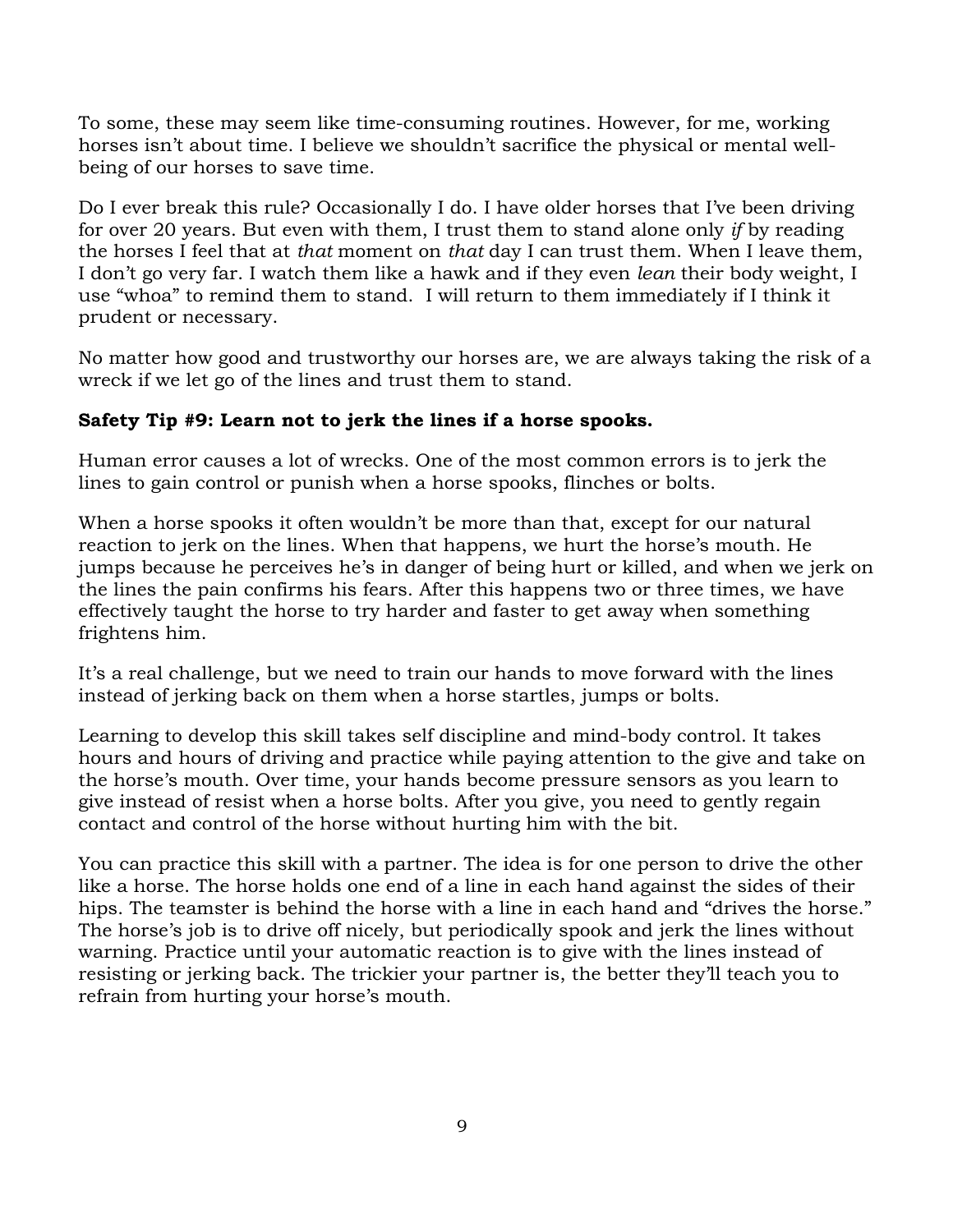To some, these may seem like time-consuming routines. However, for me, working horses isn't about time. I believe we shouldn't sacrifice the physical or mental well-being of our horses to save time.

Do I ever break this rule? Occasionally I do. I have older horses that I've been driving for over 20 years. But even with them, I trust them to stand alone only *if* by reading the horses I feel that at *that* moment on *that* day I can trust them. When I leave them, I don't go very far. I watch them like a hawk and if they even *lean* their body weight, I use "whoa" to remind them to stand. I will return to them immediately if I think it prudent or necessary.

No matter how good and trustworthy our horses are, we are always taking the risk of a wreck if we let go of the lines and trust them to stand.

**Safety Tip #9: Learn not to jerk the lines if a horse spooks.**

Human error causes a lot of wrecks. One of the most common errors is to jerk the lines to gain control or punish when a horse spooks, flinches or bolts.

When a horse spooks it often wouldn't be more than that, except for our natural reaction to jerk on the lines. When that happens, we hurt the horse's mouth. He jumps because he perceives he's in danger of being hurt or killed, and when we jerk on the lines the pain confirms his fears. After this happens two or three times, we have effectively taught the horse to try harder and faster to get away when something frightens him.

It's a real challenge, but we need to train our hands to move forward with the lines instead of jerking back on them when a horse startles, jumps or bolts.

Learning to develop this skill takes self discipline and mind-body control. It takes hours and hours of driving and practice while paying attention to the give and take on the horse's mouth. Over time, your hands become pressure sensors as you learn to give instead of resist when a horse bolts. After you give, you need to gently regain contact and control of the horse without hurting him with the bit.

You can practice this skill with a partner. The idea is for one person to drive the other like a horse. The horse holds one end of a line in each hand against the sides of their hips. The teamster is behind the horse with a line in each hand and "drives the horse." The horse's job is to drive off nicely, but periodically spook and jerk the lines without warning. Practice until your automatic reaction is to give with the lines instead of resisting or jerking back. The trickier your partner is, the better they'll teach you to refrain from hurting your horse's mouth.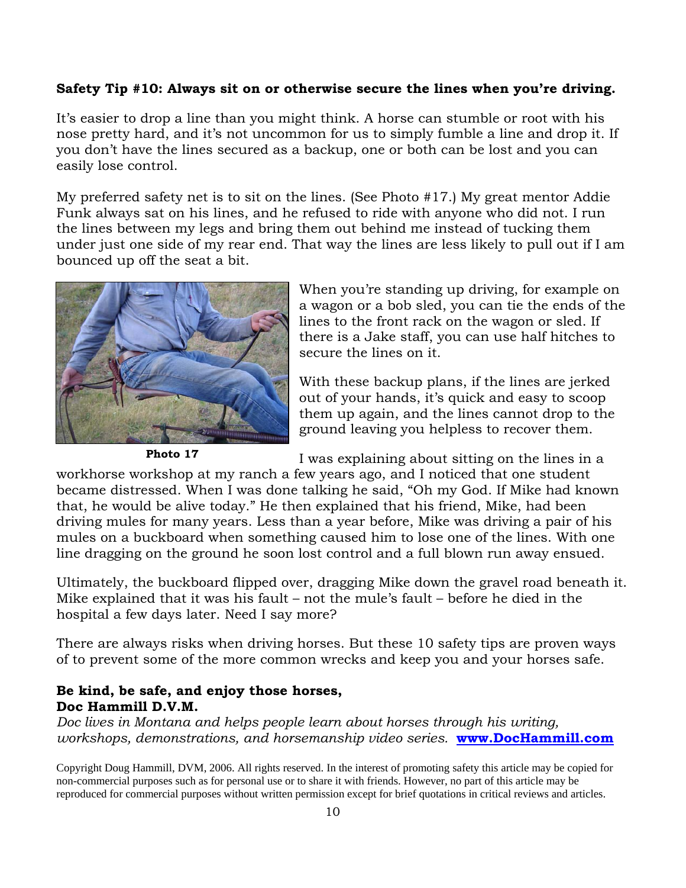**Safety Tip #10: Always sit on or otherwise secure the lines when you're driving.**

It's easier to drop a line than you might think. A horse can stumble or root with his nose pretty hard, and it's not uncommon for us to simply fumble a line and drop it. If you don't have the lines secured as a backup, one or both can be lost and you can easily lose control.

My preferred safety net is to sit on the lines. (See Photo #17.) My great mentor Addie Funk always sat on his lines, and he refused to ride with anyone who did not. I run the lines between my legs and bring them out behind me instead of tucking them under just one side of my rear end. That way the lines are less likely to pull out if I am bounced up off the seat a bit.

**Photo 17**

When you're standing up driving, for example on a wagon or a bob sled, you can tie the ends of the lines to the front rack on the wagon or sled. If there is a Jake staff, you can use half hitches to secure the lines on it.

With these backup plans, if the lines are jerked out of your hands, it's quick and easy to scoop them up again, and the lines cannot drop to the ground leaving you helpless to recover them.

I was explaining about sitting on the lines in a workhorse workshop at my ranch a few years ago, and I noticed that one student became distressed. When I was done talking he said, "Oh my God. If Mike had known that, he would be alive today." He then explained that his friend, Mike, had been driving mules for many years. Less than a year before, Mike was driving a pair of his mules on a buckboard when something caused him to lose one of the lines. With one line dragging on the ground he soon lost control and a full blown run away ensued.

Ultimately, the buckboard flipped over, dragging Mike down the gravel road beneath it. Mike explained that it was his fault – not the mule's fault – before he died in the hospital a few days later. Need I say more?

There are always risks when driving horses. But these 10 safety tips are proven ways of to prevent some of the more common wrecks and keep you and your horses safe.

**Be kind, be safe, and enjoy those horses,**
**Doc Hammill D.V.M.**
*Doc lives in Montana and helps people learn about horses through his writing, workshops, demonstrations, and horsemanship video series.* **www.DocHammill.com**

Copyright Doug Hammill, DVM, 2006. All rights reserved. In the interest of promoting safety this article may be copied for non-commercial purposes such as for personal use or to share it with friends. However, no part of this article may be reproduced for commercial purposes without written permission except for brief quotations in critical reviews and articles.